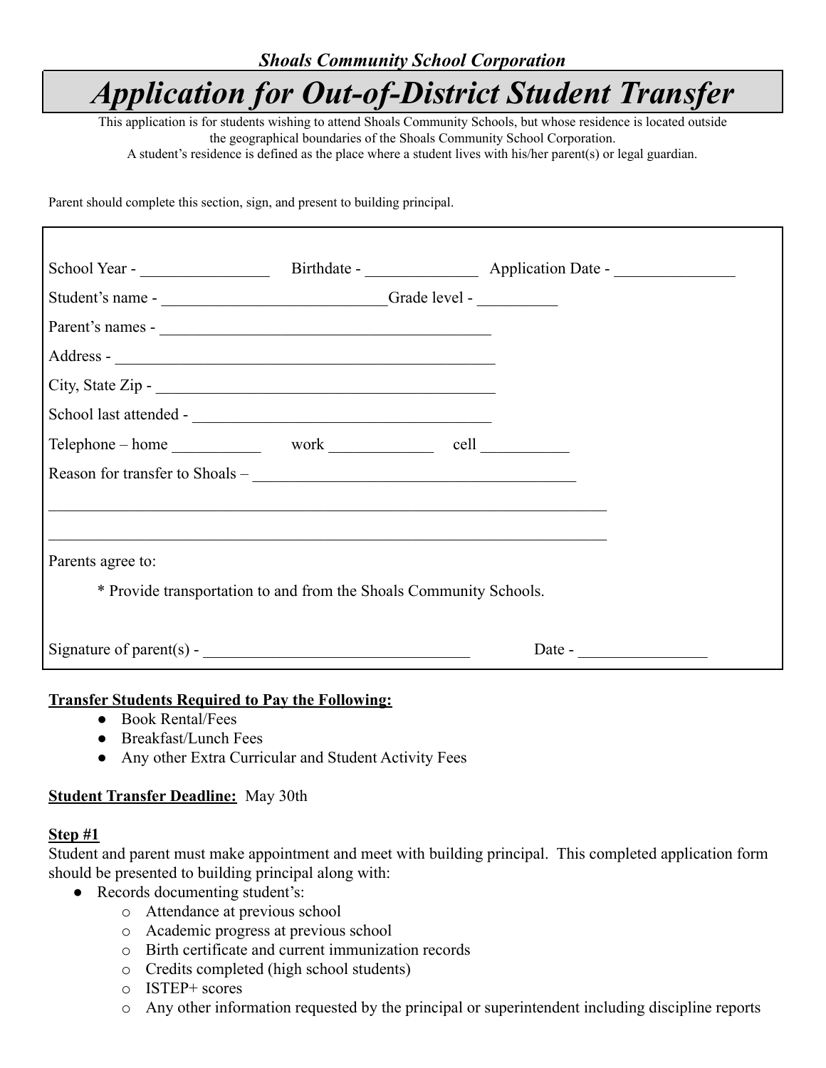***Shoals Community School Corporation***

# *Application for Out-of-District Student Transfer*

This application is for students wishing to attend Shoals Community Schools, but whose residence is located outside the geographical boundaries of the Shoals Community School Corporation.
A student's residence is defined as the place where a student lives with his/her parent(s) or legal guardian.

Parent should complete this section, sign, and present to building principal.

School Year - ________________ Birthdate - ______________ Application Date - _______________

Student's name - ____________________________Grade level - __________

Parent's names - __________________________________________

Address - ________________________________________________

City, State Zip - ___________________________________________

School last attended - ______________________________________

Telephone – home ___________ work _____________ cell ___________

Reason for transfer to Shoals – ________________________________________

______________________________________________________________________

______________________________________________________________________

Parents agree to:

* Provide transportation to and from the Shoals Community Schools.

Signature of parent(s) - _________________________________ Date - ________________

**Transfer Students Required to Pay the Following:**

- Book Rental/Fees
- Breakfast/Lunch Fees
- Any other Extra Curricular and Student Activity Fees

**Student Transfer Deadline:** May 30th

**Step #1**

Student and parent must make appointment and meet with building principal. This completed application form should be presented to building principal along with:

- Records documenting student's:
  - Attendance at previous school
  - Academic progress at previous school
  - Birth certificate and current immunization records
  - Credits completed (high school students)
  - ISTEP+ scores
  - Any other information requested by the principal or superintendent including discipline reports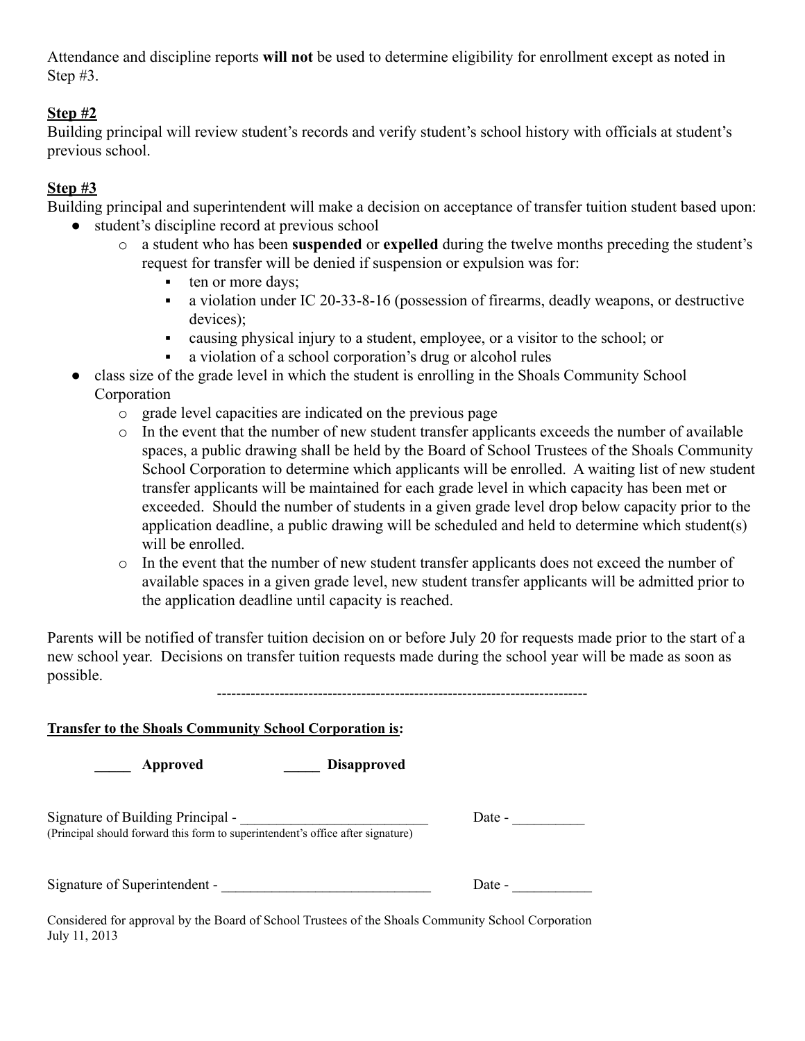Attendance and discipline reports **will not** be used to determine eligibility for enrollment except as noted in Step #3.

**Step #2**

Building principal will review student's records and verify student's school history with officials at student's previous school.

**Step #3**

Building principal and superintendent will make a decision on acceptance of transfer tuition student based upon:

- student's discipline record at previous school
  - a student who has been **suspended** or **expelled** during the twelve months preceding the student's request for transfer will be denied if suspension or expulsion was for:
    - ten or more days;
    - a violation under IC 20-33-8-16 (possession of firearms, deadly weapons, or destructive devices);
    - causing physical injury to a student, employee, or a visitor to the school; or
    - a violation of a school corporation's drug or alcohol rules
- class size of the grade level in which the student is enrolling in the Shoals Community School Corporation
  - grade level capacities are indicated on the previous page
  - In the event that the number of new student transfer applicants exceeds the number of available spaces, a public drawing shall be held by the Board of School Trustees of the Shoals Community School Corporation to determine which applicants will be enrolled. A waiting list of new student transfer applicants will be maintained for each grade level in which capacity has been met or exceeded. Should the number of students in a given grade level drop below capacity prior to the application deadline, a public drawing will be scheduled and held to determine which student(s) will be enrolled.
  - In the event that the number of new student transfer applicants does not exceed the number of available spaces in a given grade level, new student transfer applicants will be admitted prior to the application deadline until capacity is reached.

Parents will be notified of transfer tuition decision on or before July 20 for requests made prior to the start of a new school year. Decisions on transfer tuition requests made during the school year will be made as soon as possible.

---

**Transfer to the Shoals Community School Corporation is:**

_____ **Approved** _____ **Disapproved**

Signature of Building Principal - __________________________ Date - __________

(Principal should forward this form to superintendent's office after signature)

Signature of Superintendent - _____________________________ Date - ___________

Considered for approval by the Board of School Trustees of the Shoals Community School Corporation July 11, 2013